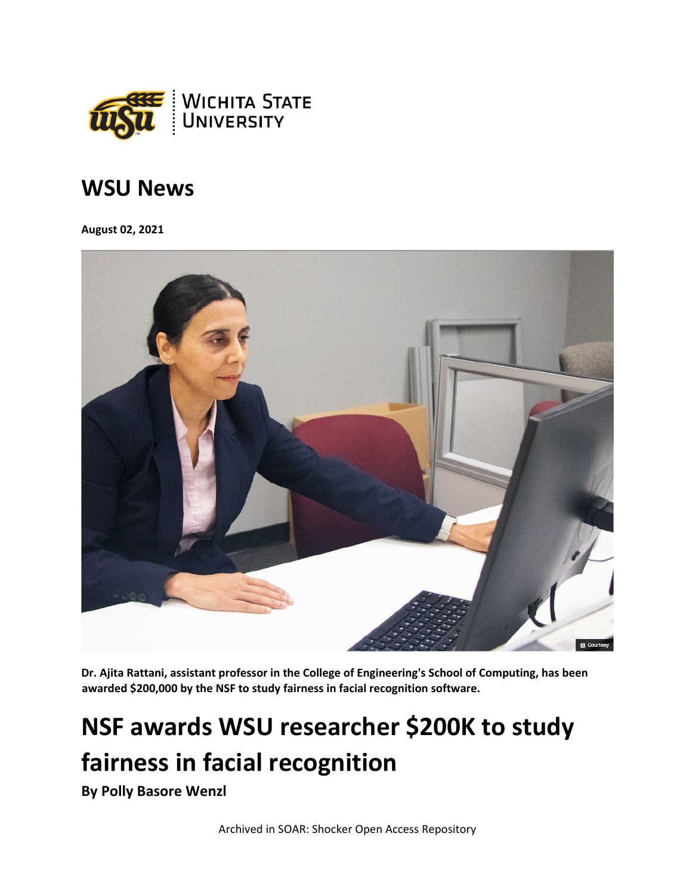## WSU News

**August 02, 2021**

**Dr. Ajita Rattani, assistant professor in the College of Engineering's School of Computing, has been awarded $200,000 by the NSF to study fairness in facial recognition software.**

# NSF awards WSU researcher $200K to study fairness in facial recognition

**By Polly Basore Wenzl**

Archived in SOAR: Shocker Open Access Repository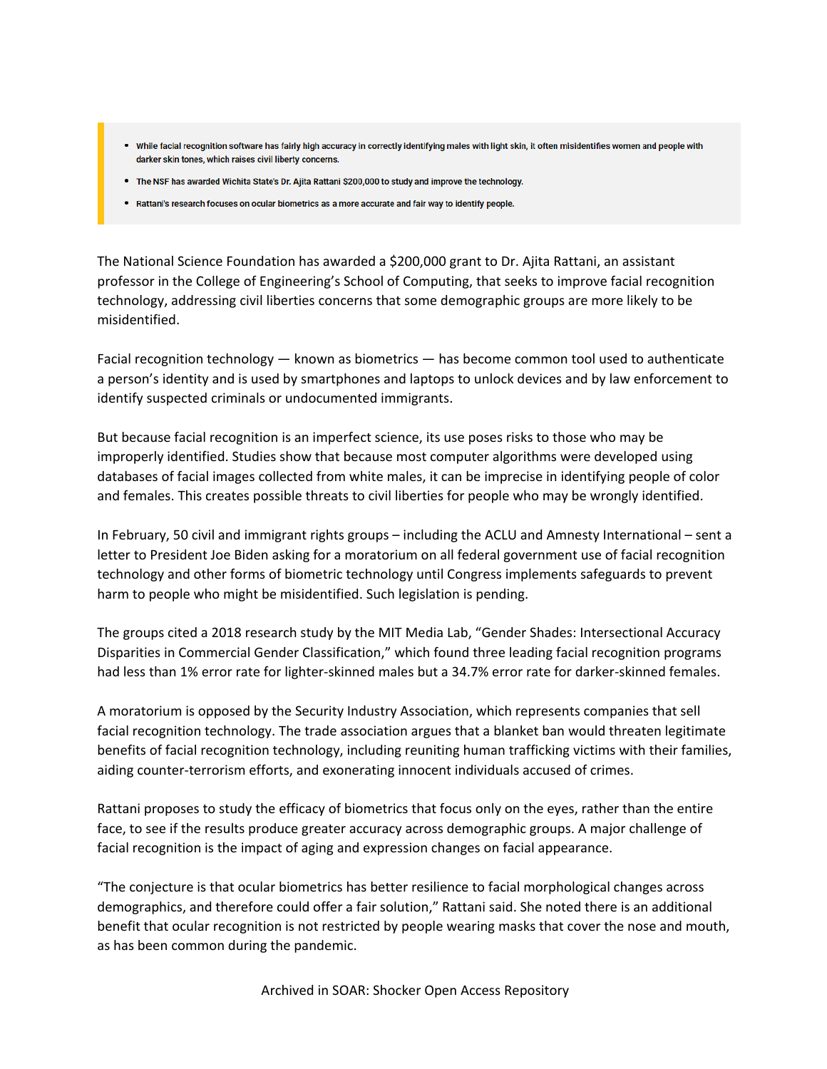- While facial recognition software has fairly high accuracy in correctly identifying males with light skin, it often misidentifies women and people with darker skin tones, which raises civil liberty concerns.
- The NSF has awarded Wichita State's Dr. Ajita Rattani $200,000 to study and improve the technology.
- Rattani's research focuses on ocular biometrics as a more accurate and fair way to identify people.

The National Science Foundation has awarded a $200,000 grant to Dr. Ajita Rattani, an assistant professor in the College of Engineering's School of Computing, that seeks to improve facial recognition technology, addressing civil liberties concerns that some demographic groups are more likely to be misidentified.

Facial recognition technology — known as biometrics — has become common tool used to authenticate a person's identity and is used by smartphones and laptops to unlock devices and by law enforcement to identify suspected criminals or undocumented immigrants.

But because facial recognition is an imperfect science, its use poses risks to those who may be improperly identified. Studies show that because most computer algorithms were developed using databases of facial images collected from white males, it can be imprecise in identifying people of color and females. This creates possible threats to civil liberties for people who may be wrongly identified.

In February, 50 civil and immigrant rights groups – including the ACLU and Amnesty International – sent a letter to President Joe Biden asking for a moratorium on all federal government use of facial recognition technology and other forms of biometric technology until Congress implements safeguards to prevent harm to people who might be misidentified. Such legislation is pending.

The groups cited a 2018 research study by the MIT Media Lab, "Gender Shades: Intersectional Accuracy Disparities in Commercial Gender Classification," which found three leading facial recognition programs had less than 1% error rate for lighter-skinned males but a 34.7% error rate for darker-skinned females.

A moratorium is opposed by the Security Industry Association, which represents companies that sell facial recognition technology. The trade association argues that a blanket ban would threaten legitimate benefits of facial recognition technology, including reuniting human trafficking victims with their families, aiding counter-terrorism efforts, and exonerating innocent individuals accused of crimes.

Rattani proposes to study the efficacy of biometrics that focus only on the eyes, rather than the entire face, to see if the results produce greater accuracy across demographic groups. A major challenge of facial recognition is the impact of aging and expression changes on facial appearance.

"The conjecture is that ocular biometrics has better resilience to facial morphological changes across demographics, and therefore could offer a fair solution," Rattani said. She noted there is an additional benefit that ocular recognition is not restricted by people wearing masks that cover the nose and mouth, as has been common during the pandemic.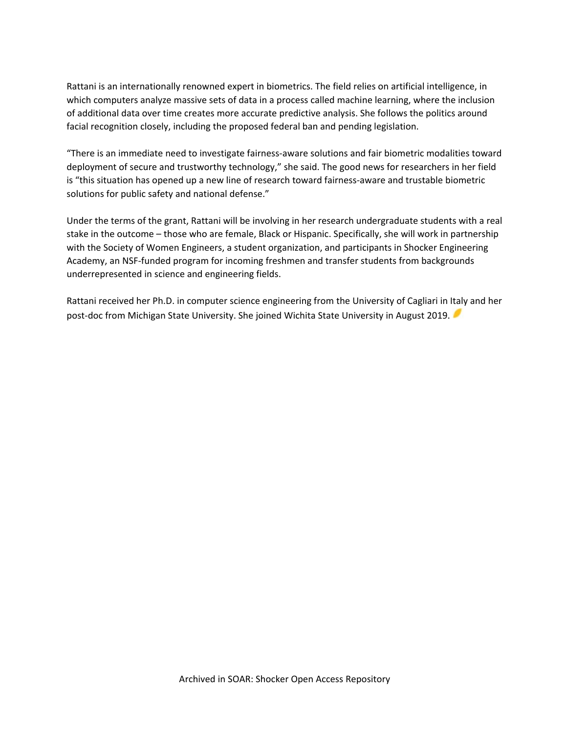Rattani is an internationally renowned expert in biometrics. The field relies on artificial intelligence, in which computers analyze massive sets of data in a process called machine learning, where the inclusion of additional data over time creates more accurate predictive analysis. She follows the politics around facial recognition closely, including the proposed federal ban and pending legislation.

"There is an immediate need to investigate fairness-aware solutions and fair biometric modalities toward deployment of secure and trustworthy technology," she said. The good news for researchers in her field is "this situation has opened up a new line of research toward fairness-aware and trustable biometric solutions for public safety and national defense."

Under the terms of the grant, Rattani will be involving in her research undergraduate students with a real stake in the outcome – those who are female, Black or Hispanic. Specifically, she will work in partnership with the Society of Women Engineers, a student organization, and participants in Shocker Engineering Academy, an NSF-funded program for incoming freshmen and transfer students from backgrounds underrepresented in science and engineering fields.

Rattani received her Ph.D. in computer science engineering from the University of Cagliari in Italy and her post-doc from Michigan State University. She joined Wichita State University in August 2019.